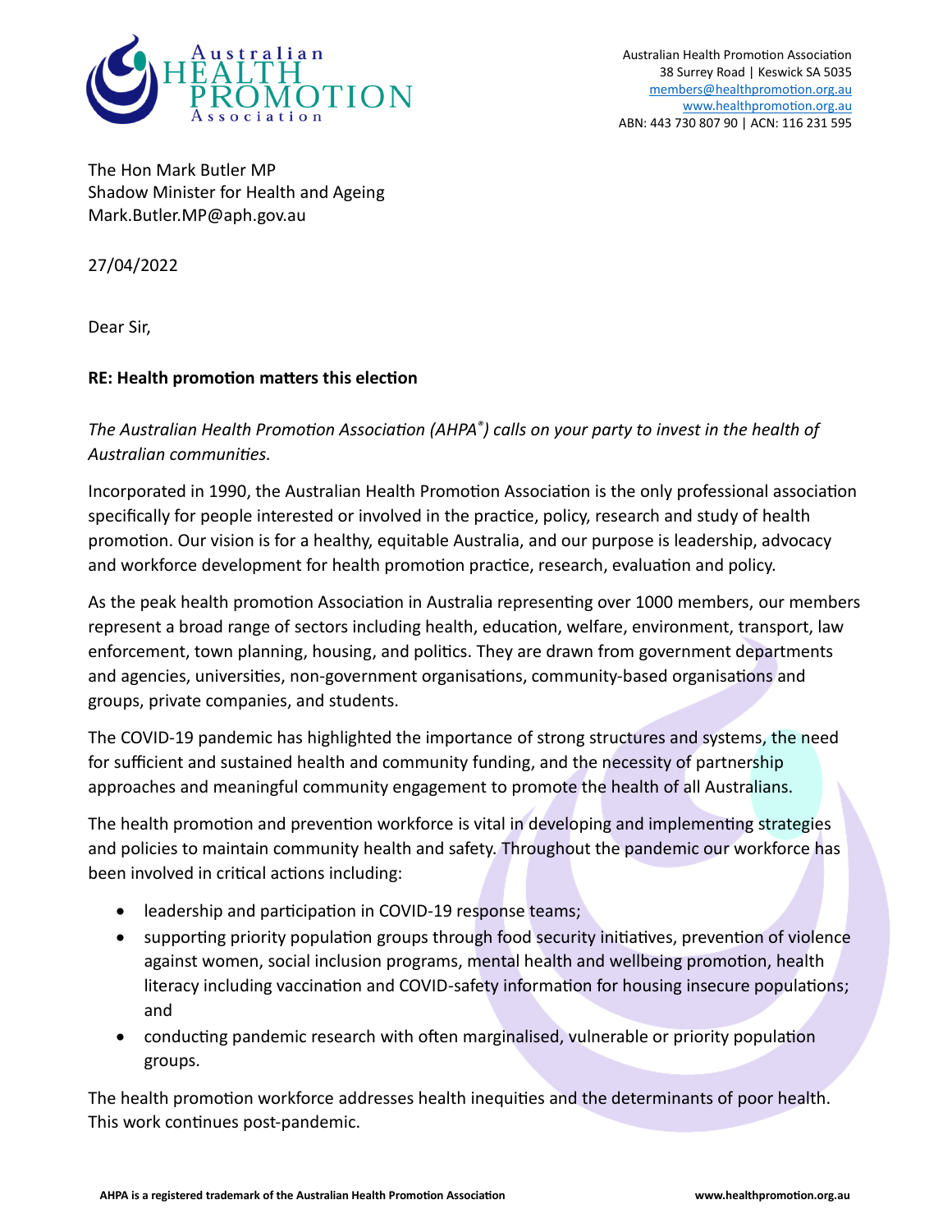Australian Health Promotion Association
38 Surrey Road | Keswick SA 5035
members@healthpromotion.org.au
www.healthpromotion.org.au
ABN: 443 730 807 90 | ACN: 116 231 595

The Hon Mark Butler MP
Shadow Minister for Health and Ageing
Mark.Butler.MP@aph.gov.au

27/04/2022

Dear Sir,

**RE: Health promotion matters this election**

*The Australian Health Promotion Association (AHPA®) calls on your party to invest in the health of Australian communities.*

Incorporated in 1990, the Australian Health Promotion Association is the only professional association specifically for people interested or involved in the practice, policy, research and study of health promotion. Our vision is for a healthy, equitable Australia, and our purpose is leadership, advocacy and workforce development for health promotion practice, research, evaluation and policy.

As the peak health promotion Association in Australia representing over 1000 members, our members represent a broad range of sectors including health, education, welfare, environment, transport, law enforcement, town planning, housing, and politics. They are drawn from government departments and agencies, universities, non-government organisations, community-based organisations and groups, private companies, and students.

The COVID-19 pandemic has highlighted the importance of strong structures and systems, the need for sufficient and sustained health and community funding, and the necessity of partnership approaches and meaningful community engagement to promote the health of all Australians.

The health promotion and prevention workforce is vital in developing and implementing strategies and policies to maintain community health and safety. Throughout the pandemic our workforce has been involved in critical actions including:

- leadership and participation in COVID-19 response teams;
- supporting priority population groups through food security initiatives, prevention of violence against women, social inclusion programs, mental health and wellbeing promotion, health literacy including vaccination and COVID-safety information for housing insecure populations; and
- conducting pandemic research with often marginalised, vulnerable or priority population groups.

The health promotion workforce addresses health inequities and the determinants of poor health. This work continues post-pandemic.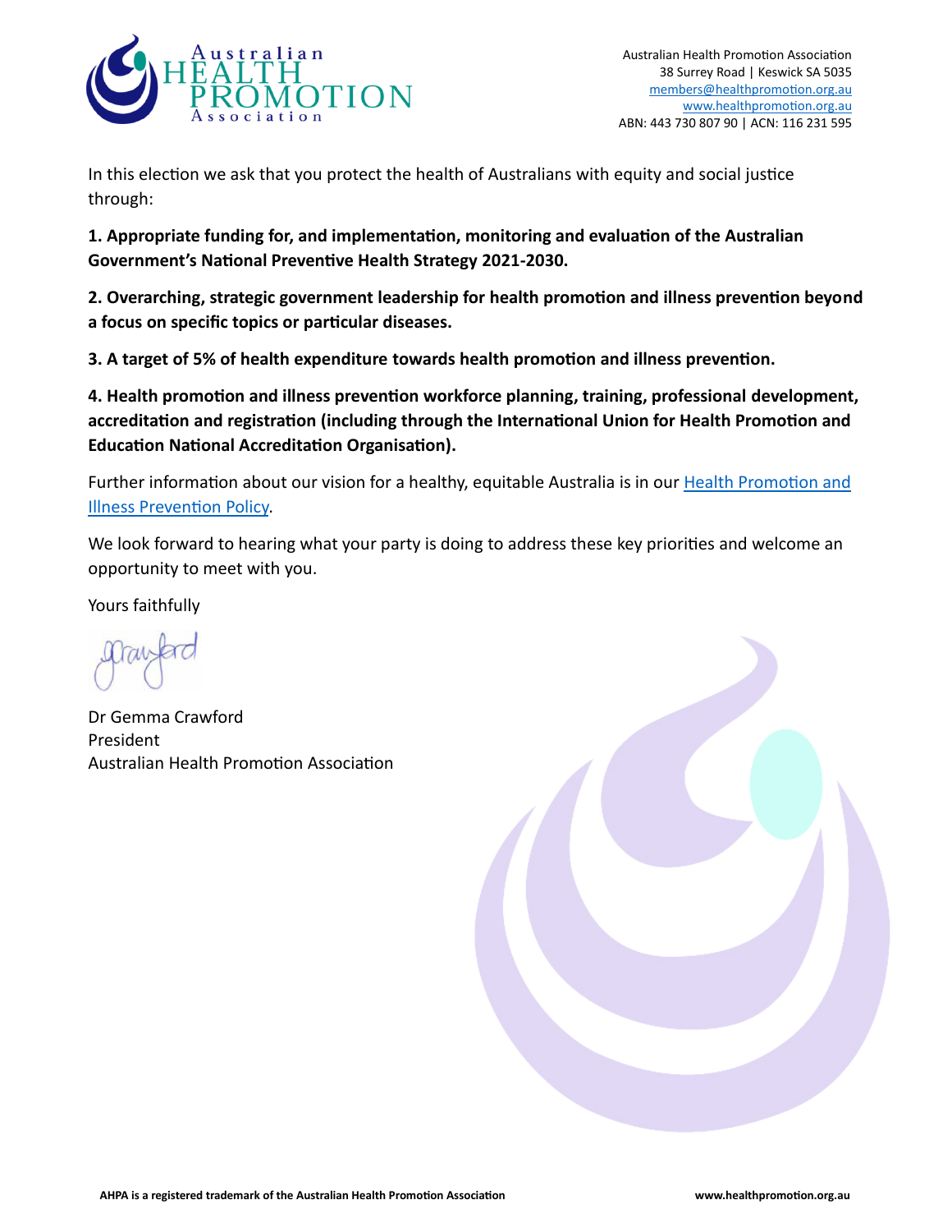Australian Health Promotion Association
38 Surrey Road | Keswick SA 5035
members@healthpromotion.org.au
www.healthpromotion.org.au
ABN: 443 730 807 90 | ACN: 116 231 595

In this election we ask that you protect the health of Australians with equity and social justice through:

**1. Appropriate funding for, and implementation, monitoring and evaluation of the Australian Government's National Preventive Health Strategy 2021-2030.**

**2. Overarching, strategic government leadership for health promotion and illness prevention beyond a focus on specific topics or particular diseases.**

**3. A target of 5% of health expenditure towards health promotion and illness prevention.**

**4. Health promotion and illness prevention workforce planning, training, professional development, accreditation and registration (including through the International Union for Health Promotion and Education National Accreditation Organisation).**

Further information about our vision for a healthy, equitable Australia is in our Health Promotion and Illness Prevention Policy.

We look forward to hearing what your party is doing to address these key priorities and welcome an opportunity to meet with you.

Yours faithfully

Dr Gemma Crawford
President
Australian Health Promotion Association

AHPA is a registered trademark of the Australian Health Promotion Association